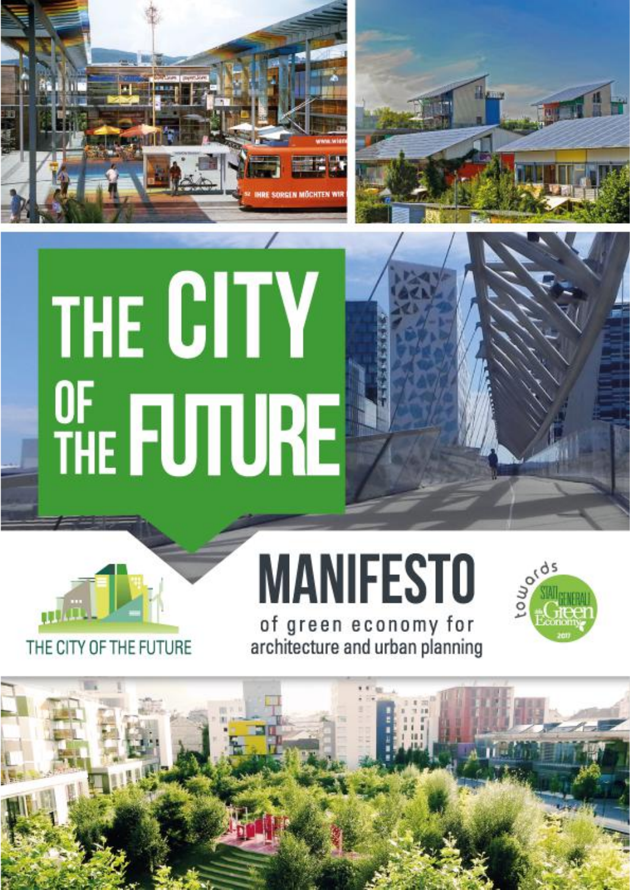# THE CITY OF THE FUTURE

THE CITY OF THE FUTURE

## MANIFESTO

of green economy for architecture and urban planning

towards STATI GENERALI della Green Economy 2017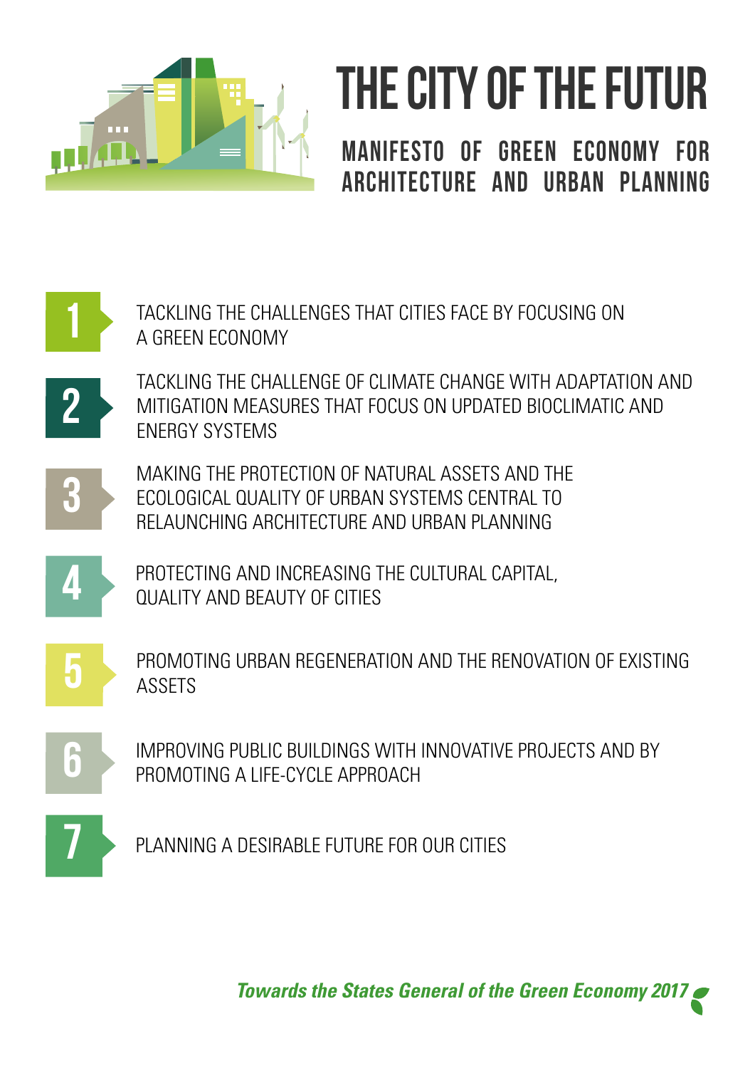# THE CITY OF THE FUTUR

## MANIFESTO OF GREEN ECONOMY FOR ARCHITECTURE AND URBAN PLANNING

1. TACKLING THE CHALLENGES THAT CITIES FACE BY FOCUSING ON A GREEN ECONOMY
2. TACKLING THE CHALLENGE OF CLIMATE CHANGE WITH ADAPTATION AND MITIGATION MEASURES THAT FOCUS ON UPDATED BIOCLIMATIC AND ENERGY SYSTEMS
3. MAKING THE PROTECTION OF NATURAL ASSETS AND THE ECOLOGICAL QUALITY OF URBAN SYSTEMS CENTRAL TO RELAUNCHING ARCHITECTURE AND URBAN PLANNING
4. PROTECTING AND INCREASING THE CULTURAL CAPITAL, QUALITY AND BEAUTY OF CITIES
5. PROMOTING URBAN REGENERATION AND THE RENOVATION OF EXISTING ASSETS
6. IMPROVING PUBLIC BUILDINGS WITH INNOVATIVE PROJECTS AND BY PROMOTING A LIFE-CYCLE APPROACH
7. PLANNING A DESIRABLE FUTURE FOR OUR CITIES

***Towards the States General of the Green Economy 2017***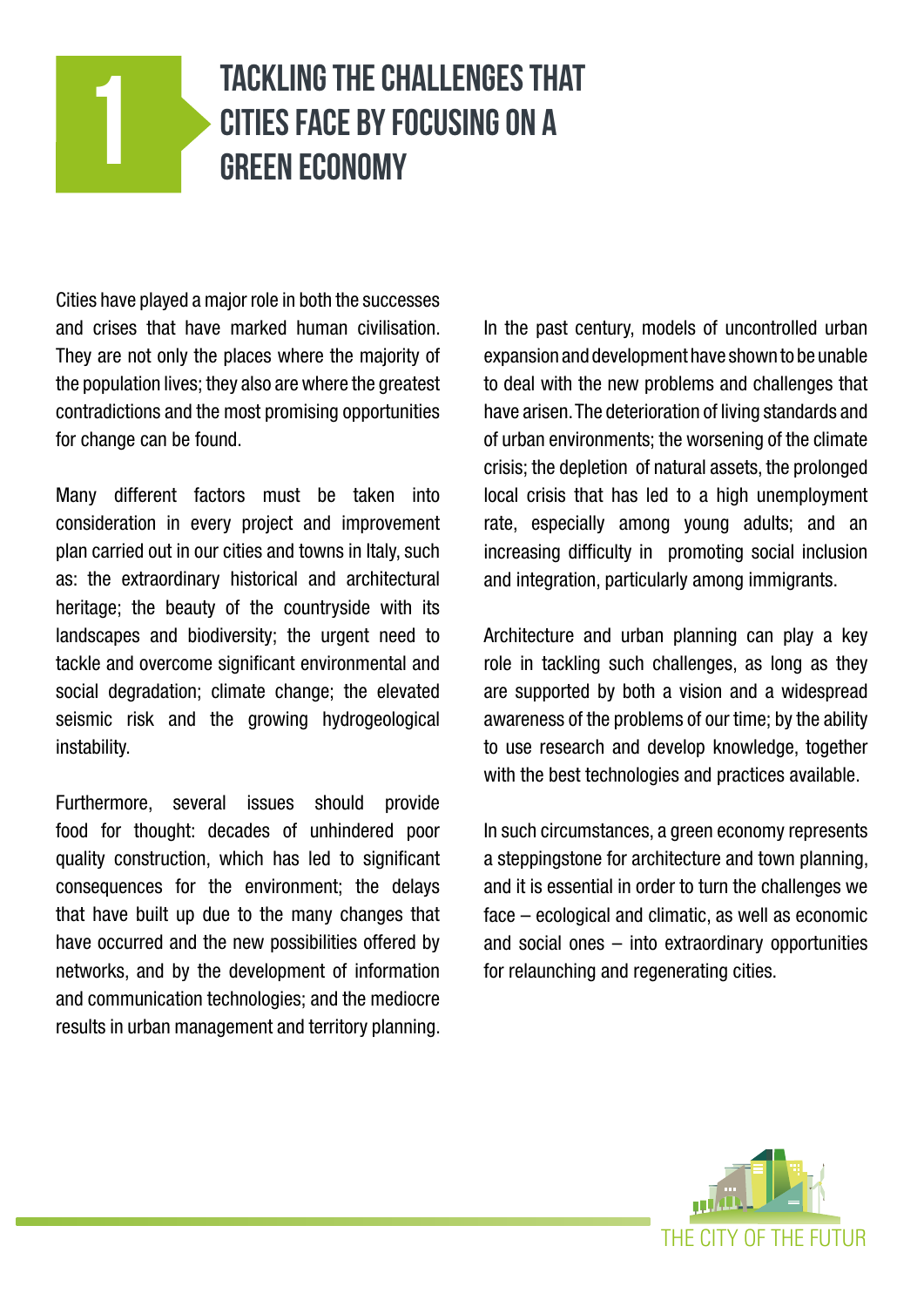# 1 TACKLING THE CHALLENGES THAT CITIES FACE BY FOCUSING ON A GREEN ECONOMY

Cities have played a major role in both the successes and crises that have marked human civilisation. They are not only the places where the majority of the population lives; they also are where the greatest contradictions and the most promising opportunities for change can be found.

Many different factors must be taken into consideration in every project and improvement plan carried out in our cities and towns in Italy, such as: the extraordinary historical and architectural heritage; the beauty of the countryside with its landscapes and biodiversity; the urgent need to tackle and overcome significant environmental and social degradation; climate change; the elevated seismic risk and the growing hydrogeological instability.

Furthermore, several issues should provide food for thought: decades of unhindered poor quality construction, which has led to significant consequences for the environment; the delays that have built up due to the many changes that have occurred and the new possibilities offered by networks, and by the development of information and communication technologies; and the mediocre results in urban management and territory planning.

In the past century, models of uncontrolled urban expansion and development have shown to be unable to deal with the new problems and challenges that have arisen. The deterioration of living standards and of urban environments; the worsening of the climate crisis; the depletion of natural assets, the prolonged local crisis that has led to a high unemployment rate, especially among young adults; and an increasing difficulty in promoting social inclusion and integration, particularly among immigrants.

Architecture and urban planning can play a key role in tackling such challenges, as long as they are supported by both a vision and a widespread awareness of the problems of our time; by the ability to use research and develop knowledge, together with the best technologies and practices available.

In such circumstances, a green economy represents a steppingstone for architecture and town planning, and it is essential in order to turn the challenges we face – ecological and climatic, as well as economic and social ones – into extraordinary opportunities for relaunching and regenerating cities.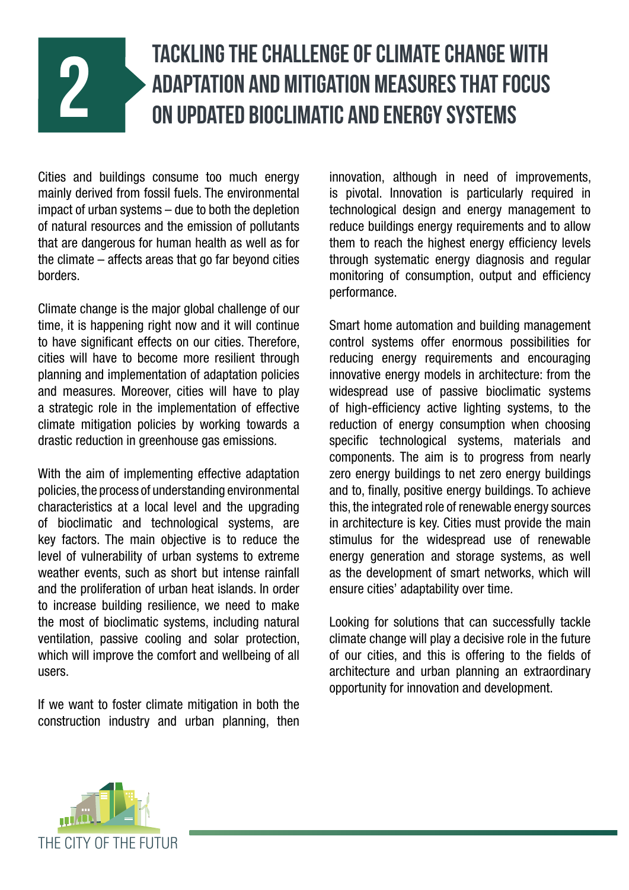# 2 TACKLING THE CHALLENGE OF CLIMATE CHANGE WITH ADAPTATION AND MITIGATION MEASURES THAT FOCUS ON UPDATED BIOCLIMATIC AND ENERGY SYSTEMS

Cities and buildings consume too much energy mainly derived from fossil fuels. The environmental impact of urban systems – due to both the depletion of natural resources and the emission of pollutants that are dangerous for human health as well as for the climate – affects areas that go far beyond cities borders.

Climate change is the major global challenge of our time, it is happening right now and it will continue to have significant effects on our cities. Therefore, cities will have to become more resilient through planning and implementation of adaptation policies and measures. Moreover, cities will have to play a strategic role in the implementation of effective climate mitigation policies by working towards a drastic reduction in greenhouse gas emissions.

With the aim of implementing effective adaptation policies, the process of understanding environmental characteristics at a local level and the upgrading of bioclimatic and technological systems, are key factors. The main objective is to reduce the level of vulnerability of urban systems to extreme weather events, such as short but intense rainfall and the proliferation of urban heat islands. In order to increase building resilience, we need to make the most of bioclimatic systems, including natural ventilation, passive cooling and solar protection, which will improve the comfort and wellbeing of all users.

If we want to foster climate mitigation in both the construction industry and urban planning, then innovation, although in need of improvements, is pivotal. Innovation is particularly required in technological design and energy management to reduce buildings energy requirements and to allow them to reach the highest energy efficiency levels through systematic energy diagnosis and regular monitoring of consumption, output and efficiency performance.

Smart home automation and building management control systems offer enormous possibilities for reducing energy requirements and encouraging innovative energy models in architecture: from the widespread use of passive bioclimatic systems of high-efficiency active lighting systems, to the reduction of energy consumption when choosing specific technological systems, materials and components. The aim is to progress from nearly zero energy buildings to net zero energy buildings and to, finally, positive energy buildings. To achieve this, the integrated role of renewable energy sources in architecture is key. Cities must provide the main stimulus for the widespread use of renewable energy generation and storage systems, as well as the development of smart networks, which will ensure cities' adaptability over time.

Looking for solutions that can successfully tackle climate change will play a decisive role in the future of our cities, and this is offering to the fields of architecture and urban planning an extraordinary opportunity for innovation and development.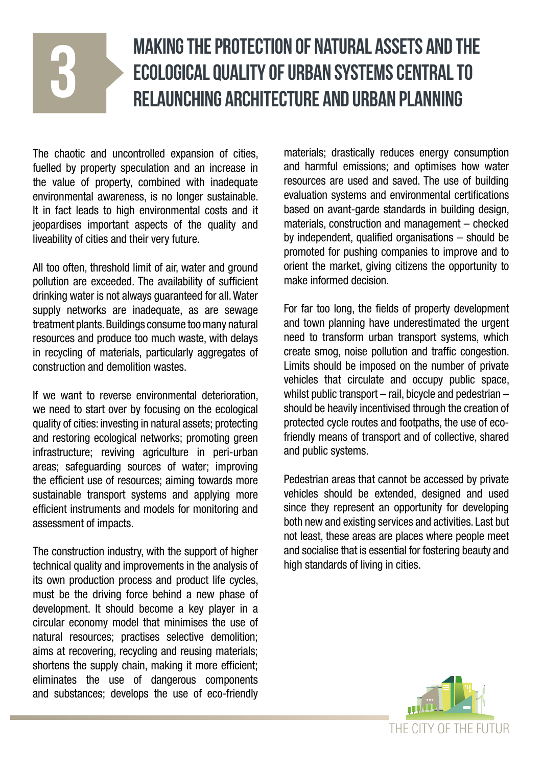# 3 Making the protection of natural assets and the ecological quality of urban systems central to relaunching architecture and urban planning

The chaotic and uncontrolled expansion of cities, fuelled by property speculation and an increase in the value of property, combined with inadequate environmental awareness, is no longer sustainable. It in fact leads to high environmental costs and it jeopardises important aspects of the quality and liveability of cities and their very future.

All too often, threshold limit of air, water and ground pollution are exceeded. The availability of sufficient drinking water is not always guaranteed for all. Water supply networks are inadequate, as are sewage treatment plants. Buildings consume too many natural resources and produce too much waste, with delays in recycling of materials, particularly aggregates of construction and demolition wastes.

If we want to reverse environmental deterioration, we need to start over by focusing on the ecological quality of cities: investing in natural assets; protecting and restoring ecological networks; promoting green infrastructure; reviving agriculture in peri-urban areas; safeguarding sources of water; improving the efficient use of resources; aiming towards more sustainable transport systems and applying more efficient instruments and models for monitoring and assessment of impacts.

The construction industry, with the support of higher technical quality and improvements in the analysis of its own production process and product life cycles, must be the driving force behind a new phase of development. It should become a key player in a circular economy model that minimises the use of natural resources; practises selective demolition; aims at recovering, recycling and reusing materials; shortens the supply chain, making it more efficient; eliminates the use of dangerous components and substances; develops the use of eco-friendly materials; drastically reduces energy consumption and harmful emissions; and optimises how water resources are used and saved. The use of building evaluation systems and environmental certifications based on avant-garde standards in building design, materials, construction and management – checked by independent, qualified organisations – should be promoted for pushing companies to improve and to orient the market, giving citizens the opportunity to make informed decision.

For far too long, the fields of property development and town planning have underestimated the urgent need to transform urban transport systems, which create smog, noise pollution and traffic congestion. Limits should be imposed on the number of private vehicles that circulate and occupy public space, whilst public transport – rail, bicycle and pedestrian – should be heavily incentivised through the creation of protected cycle routes and footpaths, the use of eco-friendly means of transport and of collective, shared and public systems.

Pedestrian areas that cannot be accessed by private vehicles should be extended, designed and used since they represent an opportunity for developing both new and existing services and activities. Last but not least, these areas are places where people meet and socialise that is essential for fostering beauty and high standards of living in cities.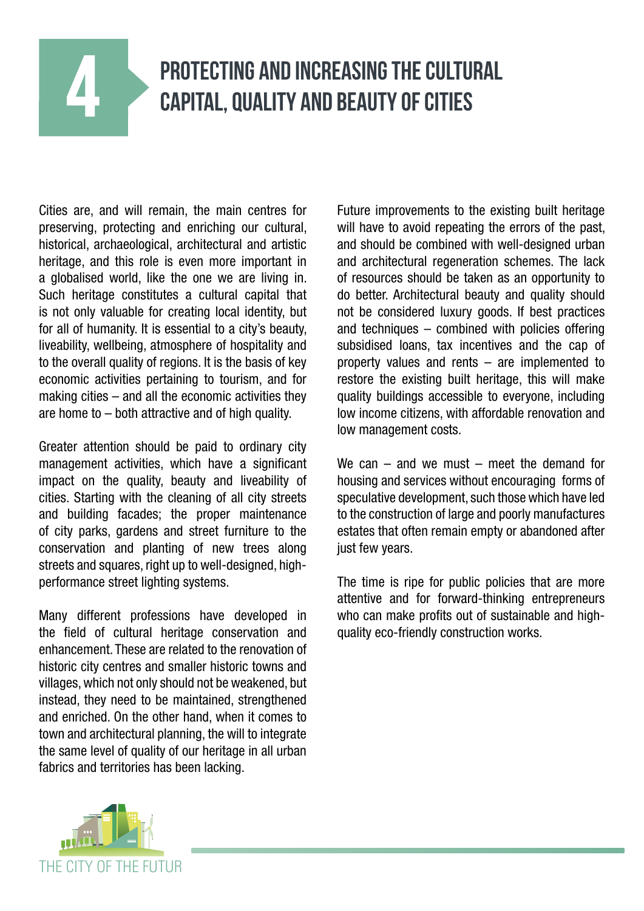# 4 PROTECTING AND INCREASING THE CULTURAL CAPITAL, QUALITY AND BEAUTY OF CITIES

Cities are, and will remain, the main centres for preserving, protecting and enriching our cultural, historical, archaeological, architectural and artistic heritage, and this role is even more important in a globalised world, like the one we are living in. Such heritage constitutes a cultural capital that is not only valuable for creating local identity, but for all of humanity. It is essential to a city's beauty, liveability, wellbeing, atmosphere of hospitality and to the overall quality of regions. It is the basis of key economic activities pertaining to tourism, and for making cities – and all the economic activities they are home to – both attractive and of high quality.

Greater attention should be paid to ordinary city management activities, which have a significant impact on the quality, beauty and liveability of cities. Starting with the cleaning of all city streets and building facades; the proper maintenance of city parks, gardens and street furniture to the conservation and planting of new trees along streets and squares, right up to well-designed, high-performance street lighting systems.

Many different professions have developed in the field of cultural heritage conservation and enhancement. These are related to the renovation of historic city centres and smaller historic towns and villages, which not only should not be weakened, but instead, they need to be maintained, strengthened and enriched. On the other hand, when it comes to town and architectural planning, the will to integrate the same level of quality of our heritage in all urban fabrics and territories has been lacking.

Future improvements to the existing built heritage will have to avoid repeating the errors of the past, and should be combined with well-designed urban and architectural regeneration schemes. The lack of resources should be taken as an opportunity to do better. Architectural beauty and quality should not be considered luxury goods. If best practices and techniques – combined with policies offering subsidised loans, tax incentives and the cap of property values and rents – are implemented to restore the existing built heritage, this will make quality buildings accessible to everyone, including low income citizens, with affordable renovation and low management costs.

We can – and we must – meet the demand for housing and services without encouraging forms of speculative development, such those which have led to the construction of large and poorly manufactures estates that often remain empty or abandoned after just few years.

The time is ripe for public policies that are more attentive and for forward-thinking entrepreneurs who can make profits out of sustainable and high-quality eco-friendly construction works.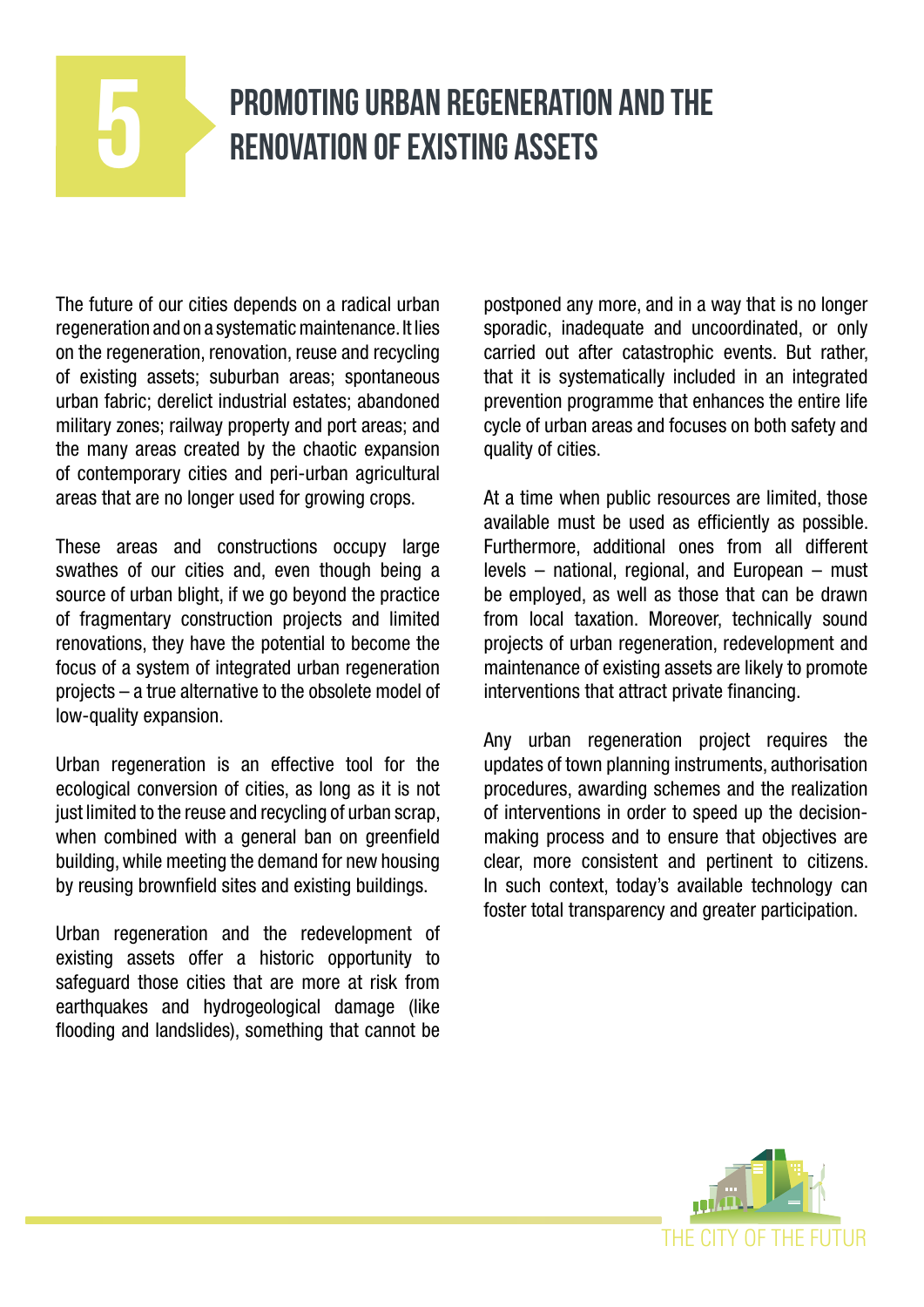# 5 PROMOTING URBAN REGENERATION AND THE RENOVATION OF EXISTING ASSETS

The future of our cities depends on a radical urban regeneration and on a systematic maintenance. It lies on the regeneration, renovation, reuse and recycling of existing assets; suburban areas; spontaneous urban fabric; derelict industrial estates; abandoned military zones; railway property and port areas; and the many areas created by the chaotic expansion of contemporary cities and peri-urban agricultural areas that are no longer used for growing crops.

These areas and constructions occupy large swathes of our cities and, even though being a source of urban blight, if we go beyond the practice of fragmentary construction projects and limited renovations, they have the potential to become the focus of a system of integrated urban regeneration projects – a true alternative to the obsolete model of low-quality expansion.

Urban regeneration is an effective tool for the ecological conversion of cities, as long as it is not just limited to the reuse and recycling of urban scrap, when combined with a general ban on greenfield building, while meeting the demand for new housing by reusing brownfield sites and existing buildings.

Urban regeneration and the redevelopment of existing assets offer a historic opportunity to safeguard those cities that are more at risk from earthquakes and hydrogeological damage (like flooding and landslides), something that cannot be postponed any more, and in a way that is no longer sporadic, inadequate and uncoordinated, or only carried out after catastrophic events. But rather, that it is systematically included in an integrated prevention programme that enhances the entire life cycle of urban areas and focuses on both safety and quality of cities.

At a time when public resources are limited, those available must be used as efficiently as possible. Furthermore, additional ones from all different levels – national, regional, and European – must be employed, as well as those that can be drawn from local taxation. Moreover, technically sound projects of urban regeneration, redevelopment and maintenance of existing assets are likely to promote interventions that attract private financing.

Any urban regeneration project requires the updates of town planning instruments, authorisation procedures, awarding schemes and the realization of interventions in order to speed up the decision-making process and to ensure that objectives are clear, more consistent and pertinent to citizens. In such context, today's available technology can foster total transparency and greater participation.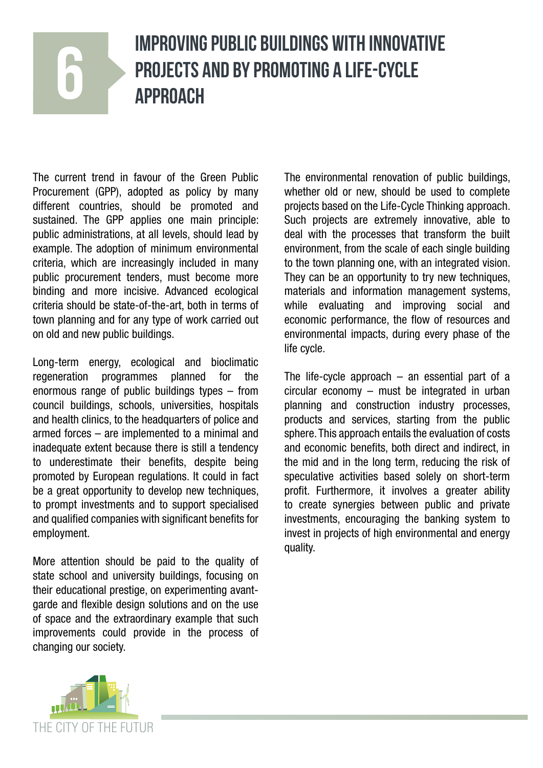# 6 IMPROVING PUBLIC BUILDINGS WITH INNOVATIVE PROJECTS AND BY PROMOTING A LIFE-CYCLE APPROACH

The current trend in favour of the Green Public Procurement (GPP), adopted as policy by many different countries, should be promoted and sustained. The GPP applies one main principle: public administrations, at all levels, should lead by example. The adoption of minimum environmental criteria, which are increasingly included in many public procurement tenders, must become more binding and more incisive. Advanced ecological criteria should be state-of-the-art, both in terms of town planning and for any type of work carried out on old and new public buildings.

Long-term energy, ecological and bioclimatic regeneration programmes planned for the enormous range of public buildings types – from council buildings, schools, universities, hospitals and health clinics, to the headquarters of police and armed forces – are implemented to a minimal and inadequate extent because there is still a tendency to underestimate their benefits, despite being promoted by European regulations. It could in fact be a great opportunity to develop new techniques, to prompt investments and to support specialised and qualified companies with significant benefits for employment.

More attention should be paid to the quality of state school and university buildings, focusing on their educational prestige, on experimenting avant-garde and flexible design solutions and on the use of space and the extraordinary example that such improvements could provide in the process of changing our society.

The environmental renovation of public buildings, whether old or new, should be used to complete projects based on the Life-Cycle Thinking approach. Such projects are extremely innovative, able to deal with the processes that transform the built environment, from the scale of each single building to the town planning one, with an integrated vision. They can be an opportunity to try new techniques, materials and information management systems, while evaluating and improving social and economic performance, the flow of resources and environmental impacts, during every phase of the life cycle.

The life-cycle approach – an essential part of a circular economy – must be integrated in urban planning and construction industry processes, products and services, starting from the public sphere. This approach entails the evaluation of costs and economic benefits, both direct and indirect, in the mid and in the long term, reducing the risk of speculative activities based solely on short-term profit. Furthermore, it involves a greater ability to create synergies between public and private investments, encouraging the banking system to invest in projects of high environmental and energy quality.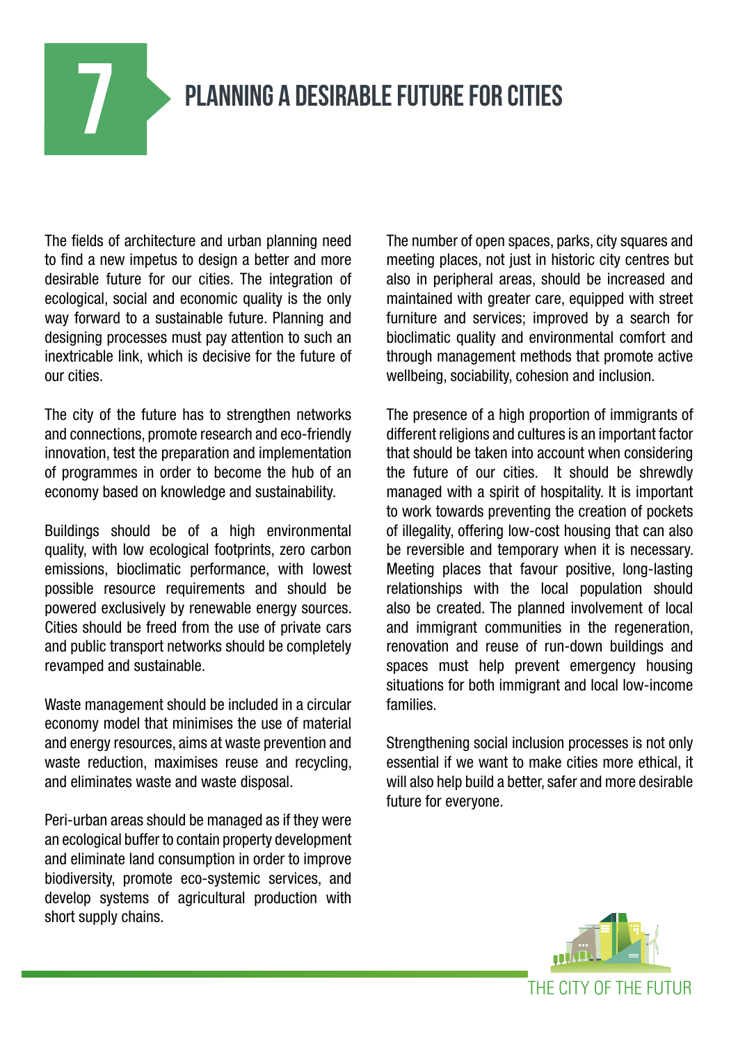# 7 PLANNING A DESIRABLE FUTURE FOR CITIES

The fields of architecture and urban planning need to find a new impetus to design a better and more desirable future for our cities. The integration of ecological, social and economic quality is the only way forward to a sustainable future. Planning and designing processes must pay attention to such an inextricable link, which is decisive for the future of our cities.

The city of the future has to strengthen networks and connections, promote research and eco-friendly innovation, test the preparation and implementation of programmes in order to become the hub of an economy based on knowledge and sustainability.

Buildings should be of a high environmental quality, with low ecological footprints, zero carbon emissions, bioclimatic performance, with lowest possible resource requirements and should be powered exclusively by renewable energy sources. Cities should be freed from the use of private cars and public transport networks should be completely revamped and sustainable.

Waste management should be included in a circular economy model that minimises the use of material and energy resources, aims at waste prevention and waste reduction, maximises reuse and recycling, and eliminates waste and waste disposal.

Peri-urban areas should be managed as if they were an ecological buffer to contain property development and eliminate land consumption in order to improve biodiversity, promote eco-systemic services, and develop systems of agricultural production with short supply chains.

The number of open spaces, parks, city squares and meeting places, not just in historic city centres but also in peripheral areas, should be increased and maintained with greater care, equipped with street furniture and services; improved by a search for bioclimatic quality and environmental comfort and through management methods that promote active wellbeing, sociability, cohesion and inclusion.

The presence of a high proportion of immigrants of different religions and cultures is an important factor that should be taken into account when considering the future of our cities. It should be shrewdly managed with a spirit of hospitality. It is important to work towards preventing the creation of pockets of illegality, offering low-cost housing that can also be reversible and temporary when it is necessary. Meeting places that favour positive, long-lasting relationships with the local population should also be created. The planned involvement of local and immigrant communities in the regeneration, renovation and reuse of run-down buildings and spaces must help prevent emergency housing situations for both immigrant and local low-income families.

Strengthening social inclusion processes is not only essential if we want to make cities more ethical, it will also help build a better, safer and more desirable future for everyone.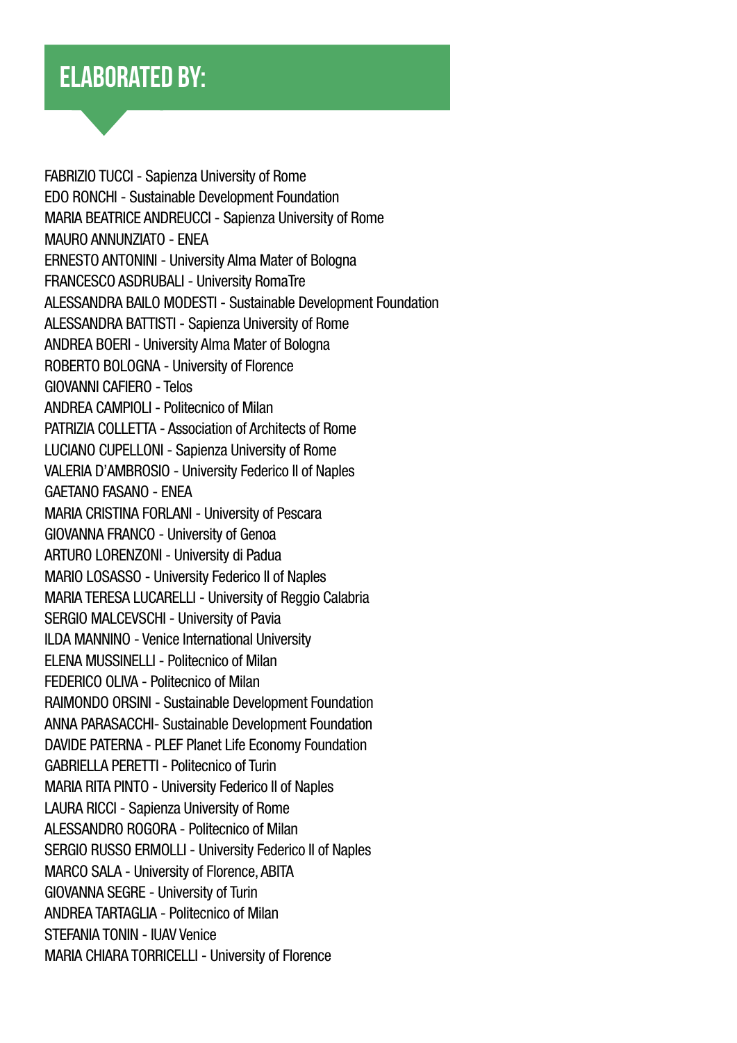# ELABORATED BY:

FABRIZIO TUCCI - Sapienza University of Rome
EDO RONCHI - Sustainable Development Foundation
MARIA BEATRICE ANDREUCCI - Sapienza University of Rome
MAURO ANNUNZIATO - ENEA
ERNESTO ANTONINI - University Alma Mater of Bologna
FRANCESCO ASDRUBALI - University RomaTre
ALESSANDRA BAILO MODESTI - Sustainable Development Foundation
ALESSANDRA BATTISTI - Sapienza University of Rome
ANDREA BOERI - University Alma Mater of Bologna
ROBERTO BOLOGNA - University of Florence
GIOVANNI CAFIERO - Telos
ANDREA CAMPIOLI - Politecnico of Milan
PATRIZIA COLLETTA - Association of Architects of Rome
LUCIANO CUPELLONI - Sapienza University of Rome
VALERIA D'AMBROSIO - University Federico II of Naples
GAETANO FASANO - ENEA
MARIA CRISTINA FORLANI - University of Pescara
GIOVANNA FRANCO - University of Genoa
ARTURO LORENZONI - University di Padua
MARIO LOSASSO - University Federico II of Naples
MARIA TERESA LUCARELLI - University of Reggio Calabria
SERGIO MALCEVSCHI - University of Pavia
ILDA MANNINO - Venice International University
ELENA MUSSINELLI - Politecnico of Milan
FEDERICO OLIVA - Politecnico of Milan
RAIMONDO ORSINI - Sustainable Development Foundation
ANNA PARASACCHI- Sustainable Development Foundation
DAVIDE PATERNA - PLEF Planet Life Economy Foundation
GABRIELLA PERETTI - Politecnico of Turin
MARIA RITA PINTO - University Federico II of Naples
LAURA RICCI - Sapienza University of Rome
ALESSANDRO ROGORA - Politecnico of Milan
SERGIO RUSSO ERMOLLI - University Federico II of Naples
MARCO SALA - University of Florence, ABITA
GIOVANNA SEGRE - University of Turin
ANDREA TARTAGLIA - Politecnico of Milan
STEFANIA TONIN - IUAV Venice
MARIA CHIARA TORRICELLI - University of Florence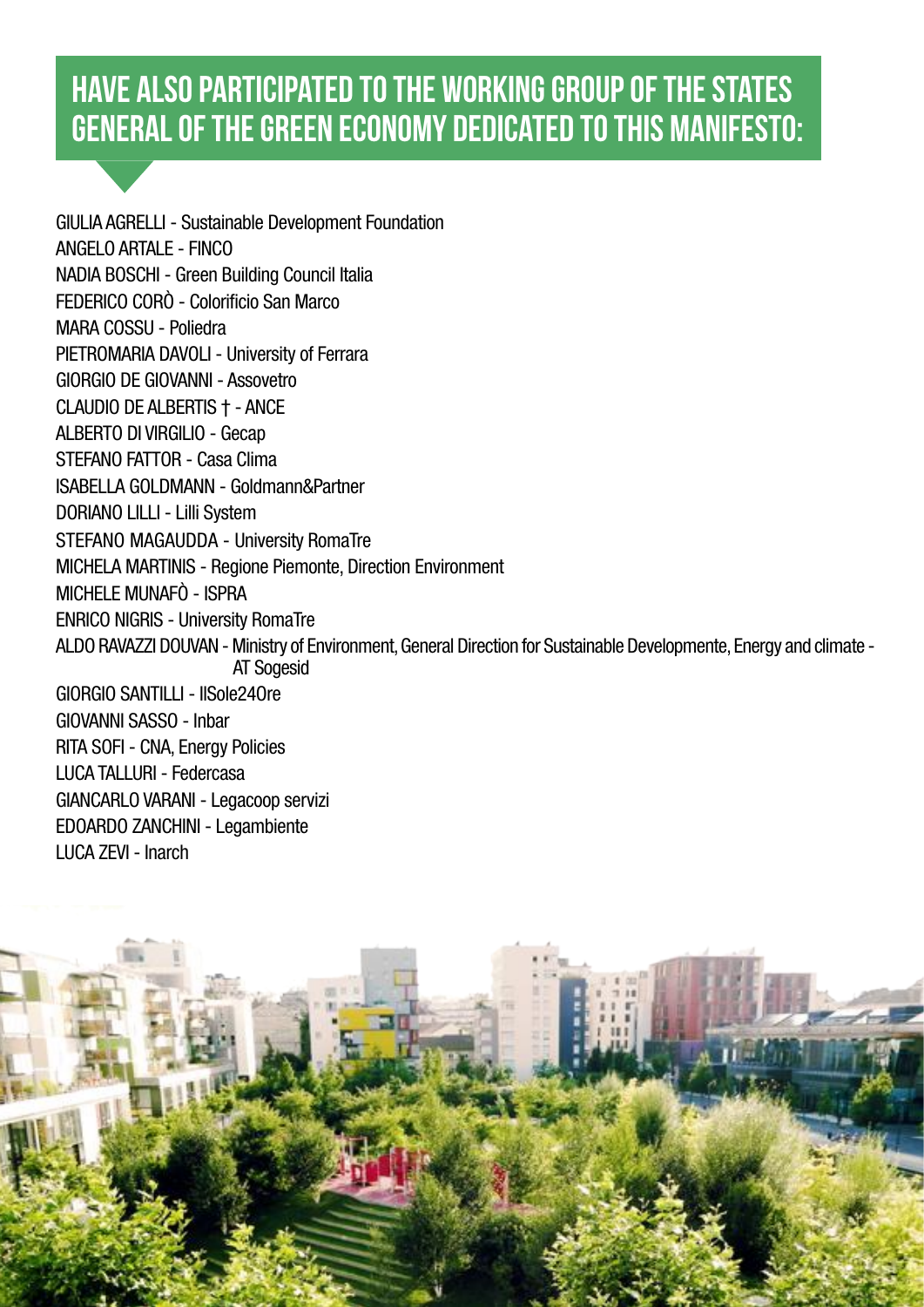# HAVE ALSO PARTICIPATED TO THE WORKING GROUP OF THE STATES GENERAL OF THE GREEN ECONOMY DEDICATED TO THIS MANIFESTO:

GIULIA AGRELLI - Sustainable Development Foundation
ANGELO ARTALE - FINCO
NADIA BOSCHI - Green Building Council Italia
FEDERICO CORÒ - Colorificio San Marco
MARA COSSU - Poliedra
PIETROMARIA DAVOLI - University of Ferrara
GIORGIO DE GIOVANNI - Assovetro
CLAUDIO DE ALBERTIS † - ANCE
ALBERTO DI VIRGILIO - Gecap
STEFANO FATTOR - Casa Clima
ISABELLA GOLDMANN - Goldmann&Partner
DORIANO LILLI - Lilli System
STEFANO MAGAUDDA - University RomaTre
MICHELA MARTINIS - Regione Piemonte, Direction Environment
MICHELE MUNAFÒ - ISPRA
ENRICO NIGRIS - University RomaTre
ALDO RAVAZZI DOUVAN - Ministry of Environment, General Direction for Sustainable Developmente, Energy and climate - AT Sogesid
GIORGIO SANTILLI - IlSole24Ore
GIOVANNI SASSO - Inbar
RITA SOFI - CNA, Energy Policies
LUCA TALLURI - Federcasa
GIANCARLO VARANI - Legacoop servizi
EDOARDO ZANCHINI - Legambiente
LUCA ZEVI - Inarch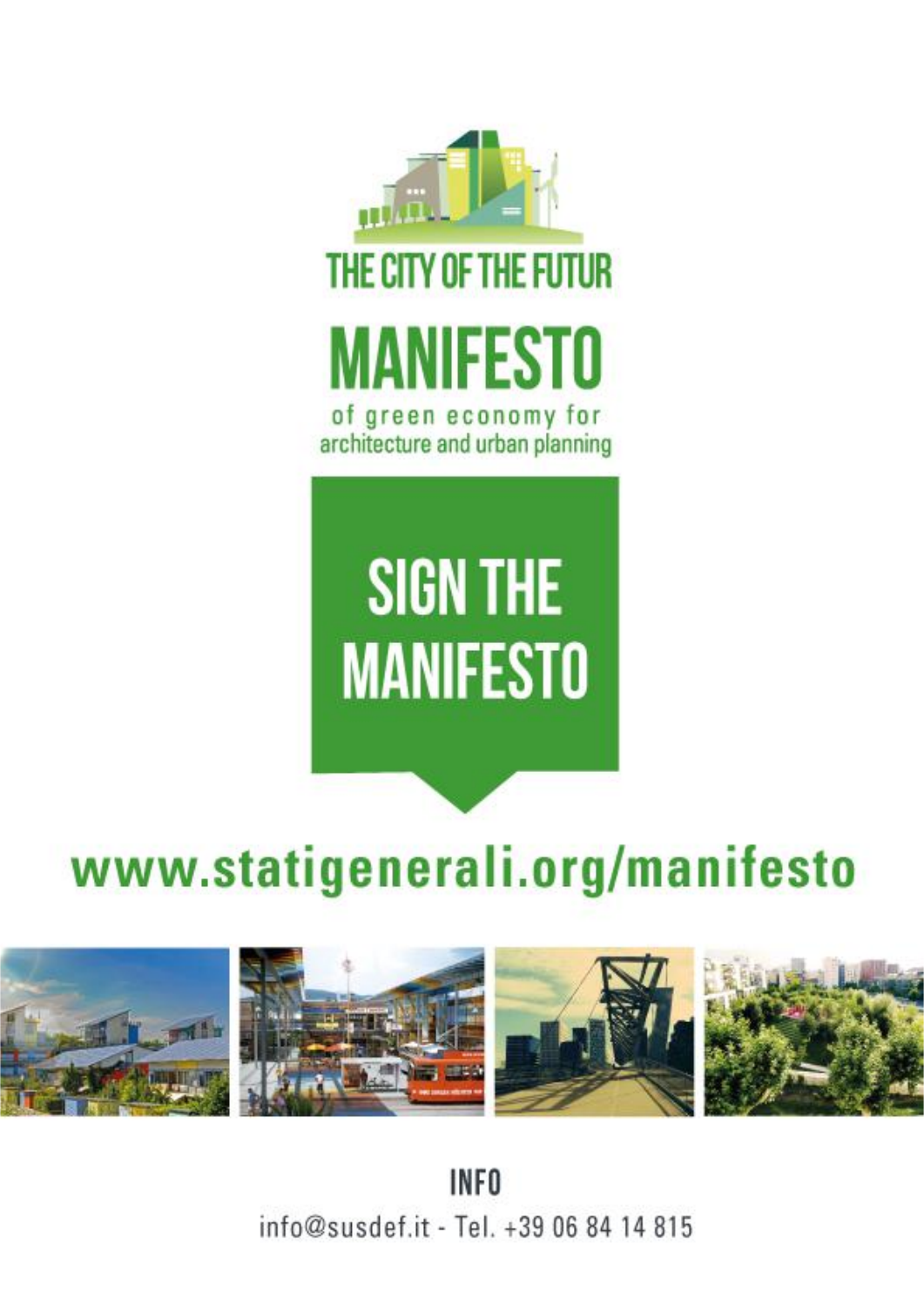# THE CITY OF THE FUTUR

# MANIFESTO

of green economy for architecture and urban planning

## SIGN THE MANIFESTO

**www.statigenerali.org/manifesto**

**INFO**

info@susdef.it - Tel. +39 06 84 14 815